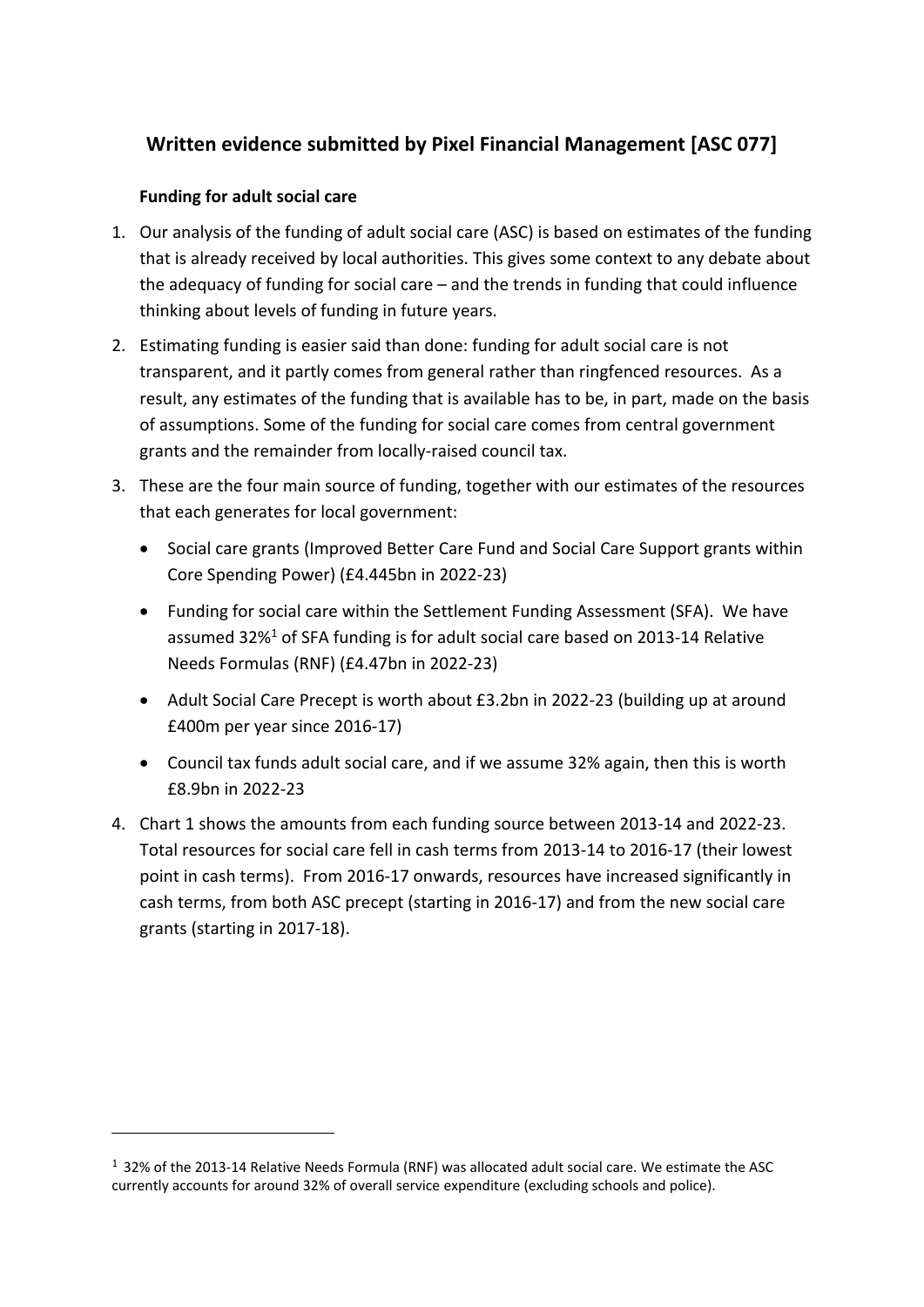# Written evidence submitted by Pixel Financial Management [ASC 077]

### Funding for adult social care

1. Our analysis of the funding of adult social care (ASC) is based on estimates of the funding that is already received by local authorities. This gives some context to any debate about the adequacy of funding for social care – and the trends in funding that could influence thinking about levels of funding in future years.
2. Estimating funding is easier said than done: funding for adult social care is not transparent, and it partly comes from general rather than ringfenced resources. As a result, any estimates of the funding that is available has to be, in part, made on the basis of assumptions. Some of the funding for social care comes from central government grants and the remainder from locally-raised council tax.
3. These are the four main source of funding, together with our estimates of the resources that each generates for local government:
   - Social care grants (Improved Better Care Fund and Social Care Support grants within Core Spending Power) (£4.445bn in 2022-23)
   - Funding for social care within the Settlement Funding Assessment (SFA). We have assumed 32%[1] of SFA funding is for adult social care based on 2013-14 Relative Needs Formulas (RNF) (£4.47bn in 2022-23)
   - Adult Social Care Precept is worth about £3.2bn in 2022-23 (building up at around £400m per year since 2016-17)
   - Council tax funds adult social care, and if we assume 32% again, then this is worth £8.9bn in 2022-23
4. Chart 1 shows the amounts from each funding source between 2013-14 and 2022-23. Total resources for social care fell in cash terms from 2013-14 to 2016-17 (their lowest point in cash terms). From 2016-17 onwards, resources have increased significantly in cash terms, from both ASC precept (starting in 2016-17) and from the new social care grants (starting in 2017-18).

---

[1] 32% of the 2013-14 Relative Needs Formula (RNF) was allocated adult social care. We estimate the ASC currently accounts for around 32% of overall service expenditure (excluding schools and police).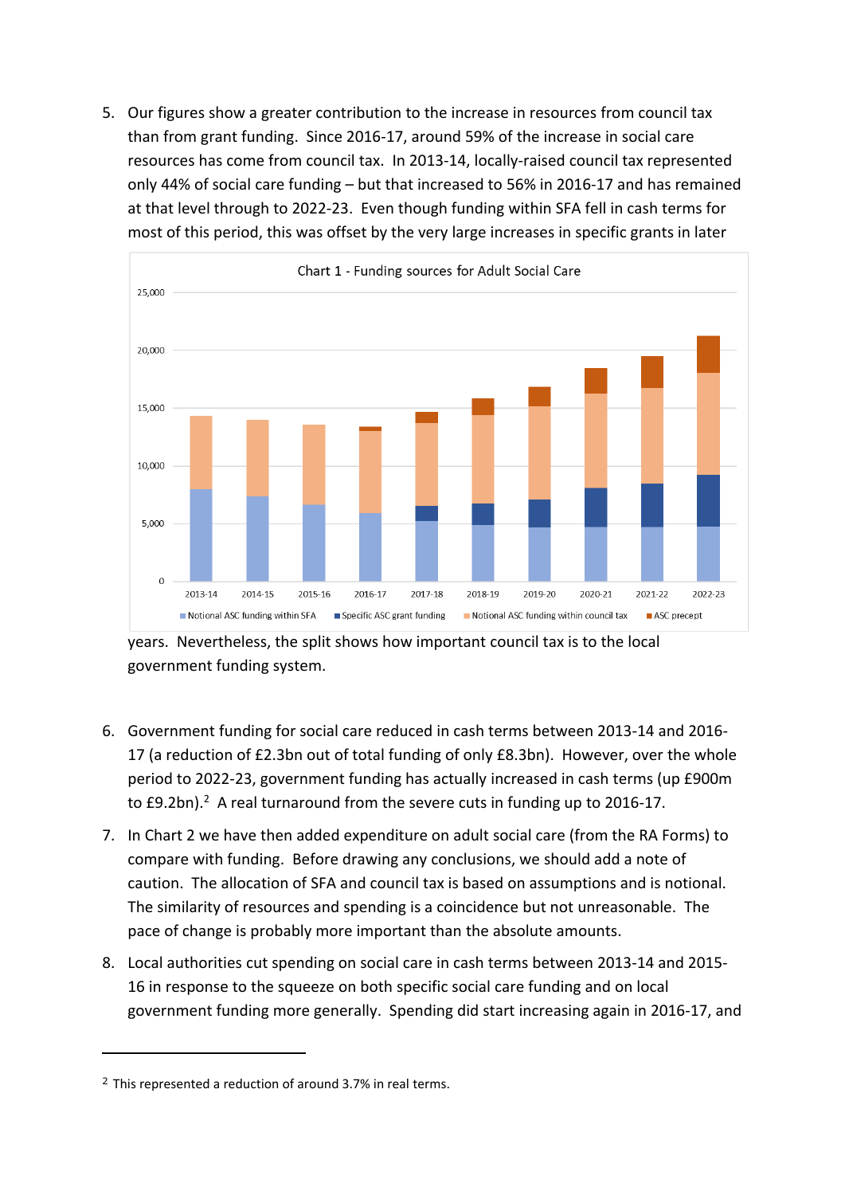5. Our figures show a greater contribution to the increase in resources from council tax than from grant funding. Since 2016-17, around 59% of the increase in social care resources has come from council tax. In 2013-14, locally-raised council tax represented only 44% of social care funding – but that increased to 56% in 2016-17 and has remained at that level through to 2022-23. Even though funding within SFA fell in cash terms for most of this period, this was offset by the very large increases in specific grants in later years. Nevertheless, the split shows how important council tax is to the local government funding system.

Chart 1 - Funding sources for Adult Social Care

6. Government funding for social care reduced in cash terms between 2013-14 and 2016-17 (a reduction of £2.3bn out of total funding of only £8.3bn). However, over the whole period to 2022-23, government funding has actually increased in cash terms (up £900m to £9.2bn).[2] A real turnaround from the severe cuts in funding up to 2016-17.

7. In Chart 2 we have then added expenditure on adult social care (from the RA Forms) to compare with funding. Before drawing any conclusions, we should add a note of caution. The allocation of SFA and council tax is based on assumptions and is notional. The similarity of resources and spending is a coincidence but not unreasonable. The pace of change is probably more important than the absolute amounts.

8. Local authorities cut spending on social care in cash terms between 2013-14 and 2015-16 in response to the squeeze on both specific social care funding and on local government funding more generally. Spending did start increasing again in 2016-17, and

---

[2] This represented a reduction of around 3.7% in real terms.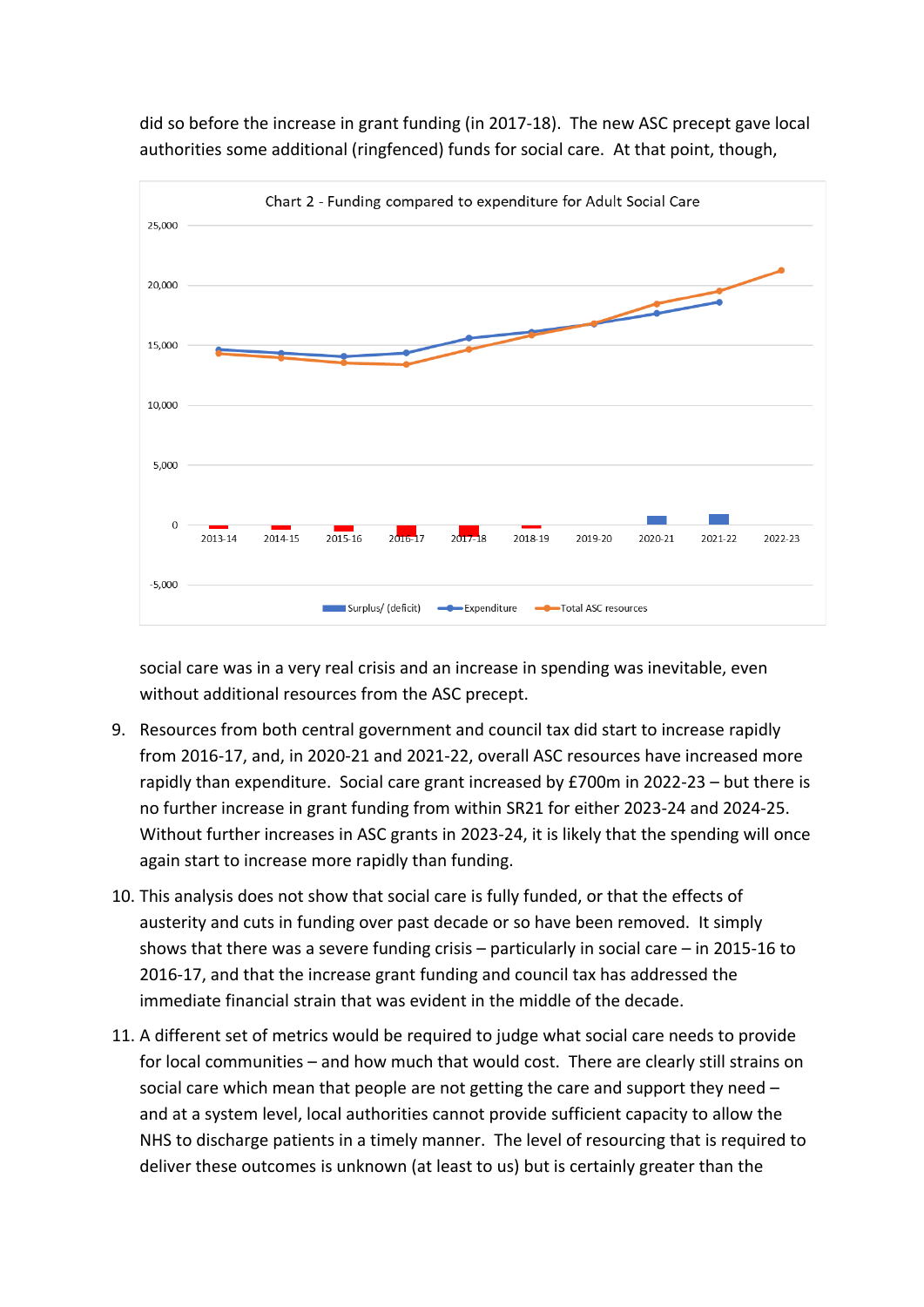did so before the increase in grant funding (in 2017-18). The new ASC precept gave local authorities some additional (ringfenced) funds for social care. At that point, though,

Chart 2 - Funding compared to expenditure for Adult Social Care

social care was in a very real crisis and an increase in spending was inevitable, even without additional resources from the ASC precept.

9. Resources from both central government and council tax did start to increase rapidly from 2016-17, and, in 2020-21 and 2021-22, overall ASC resources have increased more rapidly than expenditure. Social care grant increased by £700m in 2022-23 – but there is no further increase in grant funding from within SR21 for either 2023-24 and 2024-25. Without further increases in ASC grants in 2023-24, it is likely that the spending will once again start to increase more rapidly than funding.

10. This analysis does not show that social care is fully funded, or that the effects of austerity and cuts in funding over past decade or so have been removed. It simply shows that there was a severe funding crisis – particularly in social care – in 2015-16 to 2016-17, and that the increase grant funding and council tax has addressed the immediate financial strain that was evident in the middle of the decade.

11. A different set of metrics would be required to judge what social care needs to provide for local communities – and how much that would cost. There are clearly still strains on social care which mean that people are not getting the care and support they need – and at a system level, local authorities cannot provide sufficient capacity to allow the NHS to discharge patients in a timely manner. The level of resourcing that is required to deliver these outcomes is unknown (at least to us) but is certainly greater than the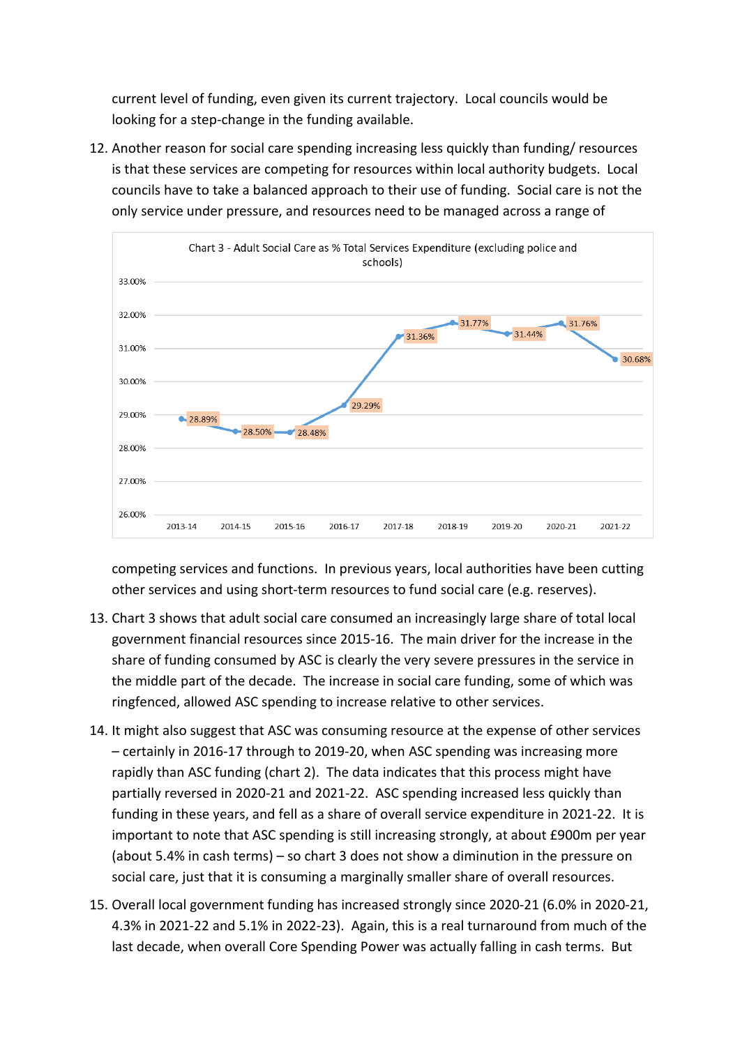current level of funding, even given its current trajectory. Local councils would be looking for a step-change in the funding available.

12. Another reason for social care spending increasing less quickly than funding/ resources is that these services are competing for resources within local authority budgets. Local councils have to take a balanced approach to their use of funding. Social care is not the only service under pressure, and resources need to be managed across a range of competing services and functions. In previous years, local authorities have been cutting other services and using short-term resources to fund social care (e.g. reserves).

Chart 3 - Adult Social Care as % Total Services Expenditure (excluding police and schools)

| Year | 2013-14 | 2014-15 | 2015-16 | 2016-17 | 2017-18 | 2018-19 | 2019-20 | 2020-21 | 2021-22 |
|---|---|---|---|---|---|---|---|---|---|
| ASC as % of total services expenditure | 28.89% | 28.50% | 28.48% | 29.29% | 31.36% | 31.77% | 31.44% | 31.76% | 30.68% |

13. Chart 3 shows that adult social care consumed an increasingly large share of total local government financial resources since 2015-16. The main driver for the increase in the share of funding consumed by ASC is clearly the very severe pressures in the service in the middle part of the decade. The increase in social care funding, some of which was ringfenced, allowed ASC spending to increase relative to other services.

14. It might also suggest that ASC was consuming resource at the expense of other services – certainly in 2016-17 through to 2019-20, when ASC spending was increasing more rapidly than ASC funding (chart 2). The data indicates that this process might have partially reversed in 2020-21 and 2021-22. ASC spending increased less quickly than funding in these years, and fell as a share of overall service expenditure in 2021-22. It is important to note that ASC spending is still increasing strongly, at about £900m per year (about 5.4% in cash terms) – so chart 3 does not show a diminution in the pressure on social care, just that it is consuming a marginally smaller share of overall resources.

15. Overall local government funding has increased strongly since 2020-21 (6.0% in 2020-21, 4.3% in 2021-22 and 5.1% in 2022-23). Again, this is a real turnaround from much of the last decade, when overall Core Spending Power was actually falling in cash terms. But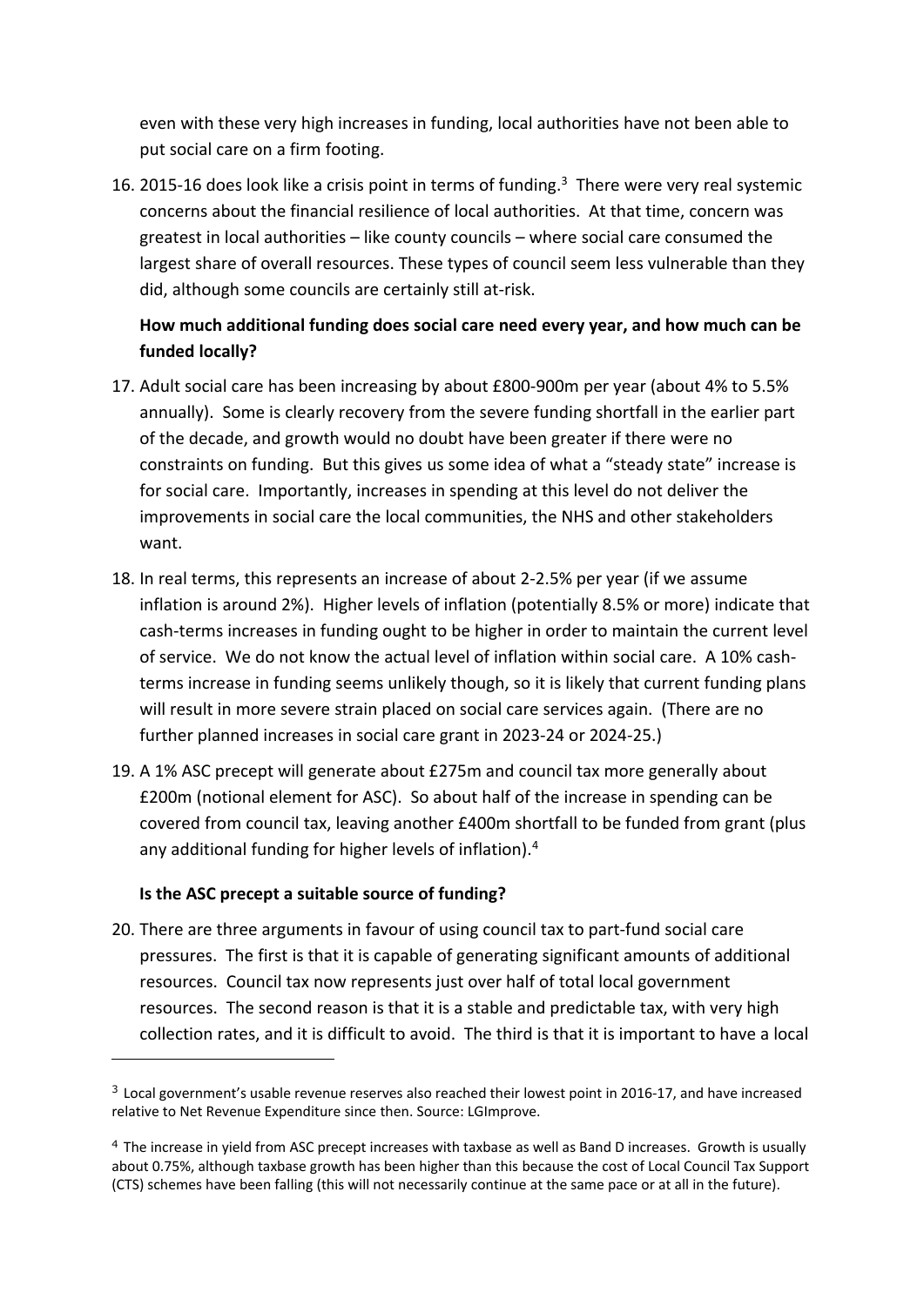even with these very high increases in funding, local authorities have not been able to put social care on a firm footing.

16. 2015-16 does look like a crisis point in terms of funding.[3] There were very real systemic concerns about the financial resilience of local authorities. At that time, concern was greatest in local authorities – like county councils – where social care consumed the largest share of overall resources. These types of council seem less vulnerable than they did, although some councils are certainly still at-risk.

**How much additional funding does social care need every year, and how much can be funded locally?**

17. Adult social care has been increasing by about £800-900m per year (about 4% to 5.5% annually). Some is clearly recovery from the severe funding shortfall in the earlier part of the decade, and growth would no doubt have been greater if there were no constraints on funding. But this gives us some idea of what a "steady state" increase is for social care. Importantly, increases in spending at this level do not deliver the improvements in social care the local communities, the NHS and other stakeholders want.

18. In real terms, this represents an increase of about 2-2.5% per year (if we assume inflation is around 2%). Higher levels of inflation (potentially 8.5% or more) indicate that cash-terms increases in funding ought to be higher in order to maintain the current level of service. We do not know the actual level of inflation within social care. A 10% cash-terms increase in funding seems unlikely though, so it is likely that current funding plans will result in more severe strain placed on social care services again. (There are no further planned increases in social care grant in 2023-24 or 2024-25.)

19. A 1% ASC precept will generate about £275m and council tax more generally about £200m (notional element for ASC). So about half of the increase in spending can be covered from council tax, leaving another £400m shortfall to be funded from grant (plus any additional funding for higher levels of inflation).[4]

**Is the ASC precept a suitable source of funding?**

20. There are three arguments in favour of using council tax to part-fund social care pressures. The first is that it is capable of generating significant amounts of additional resources. Council tax now represents just over half of total local government resources. The second reason is that it is a stable and predictable tax, with very high collection rates, and it is difficult to avoid. The third is that it is important to have a local

---

[3] Local government's usable revenue reserves also reached their lowest point in 2016-17, and have increased relative to Net Revenue Expenditure since then. Source: LGImprove.

[4] The increase in yield from ASC precept increases with taxbase as well as Band D increases. Growth is usually about 0.75%, although taxbase growth has been higher than this because the cost of Local Council Tax Support (CTS) schemes have been falling (this will not necessarily continue at the same pace or at all in the future).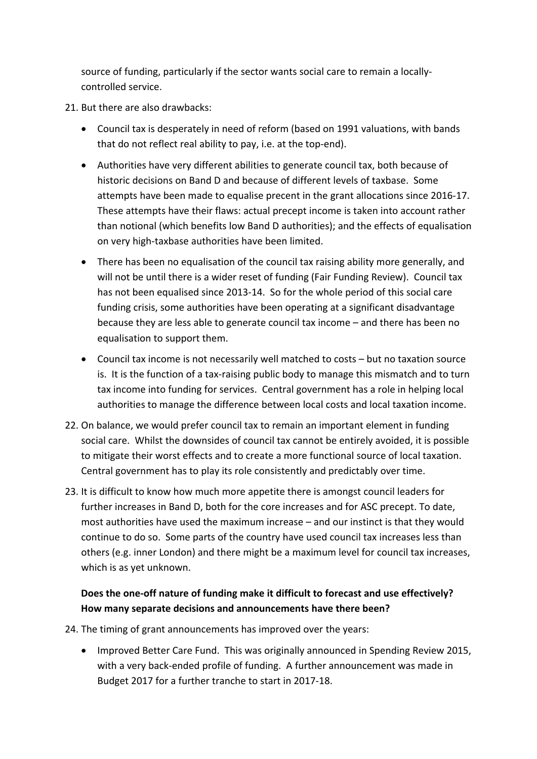source of funding, particularly if the sector wants social care to remain a locally-controlled service.

21. But there are also drawbacks:

    - Council tax is desperately in need of reform (based on 1991 valuations, with bands that do not reflect real ability to pay, i.e. at the top-end).
    - Authorities have very different abilities to generate council tax, both because of historic decisions on Band D and because of different levels of taxbase. Some attempts have been made to equalise precent in the grant allocations since 2016-17. These attempts have their flaws: actual precept income is taken into account rather than notional (which benefits low Band D authorities); and the effects of equalisation on very high-taxbase authorities have been limited.
    - There has been no equalisation of the council tax raising ability more generally, and will not be until there is a wider reset of funding (Fair Funding Review). Council tax has not been equalised since 2013-14. So for the whole period of this social care funding crisis, some authorities have been operating at a significant disadvantage because they are less able to generate council tax income – and there has been no equalisation to support them.
    - Council tax income is not necessarily well matched to costs – but no taxation source is. It is the function of a tax-raising public body to manage this mismatch and to turn tax income into funding for services. Central government has a role in helping local authorities to manage the difference between local costs and local taxation income.

22. On balance, we would prefer council tax to remain an important element in funding social care. Whilst the downsides of council tax cannot be entirely avoided, it is possible to mitigate their worst effects and to create a more functional source of local taxation. Central government has to play its role consistently and predictably over time.

23. It is difficult to know how much more appetite there is amongst council leaders for further increases in Band D, both for the core increases and for ASC precept. To date, most authorities have used the maximum increase – and our instinct is that they would continue to do so. Some parts of the country have used council tax increases less than others (e.g. inner London) and there might be a maximum level for council tax increases, which is as yet unknown.

**Does the one-off nature of funding make it difficult to forecast and use effectively? How many separate decisions and announcements have there been?**

24. The timing of grant announcements has improved over the years:

    - Improved Better Care Fund. This was originally announced in Spending Review 2015, with a very back-ended profile of funding. A further announcement was made in Budget 2017 for a further tranche to start in 2017-18.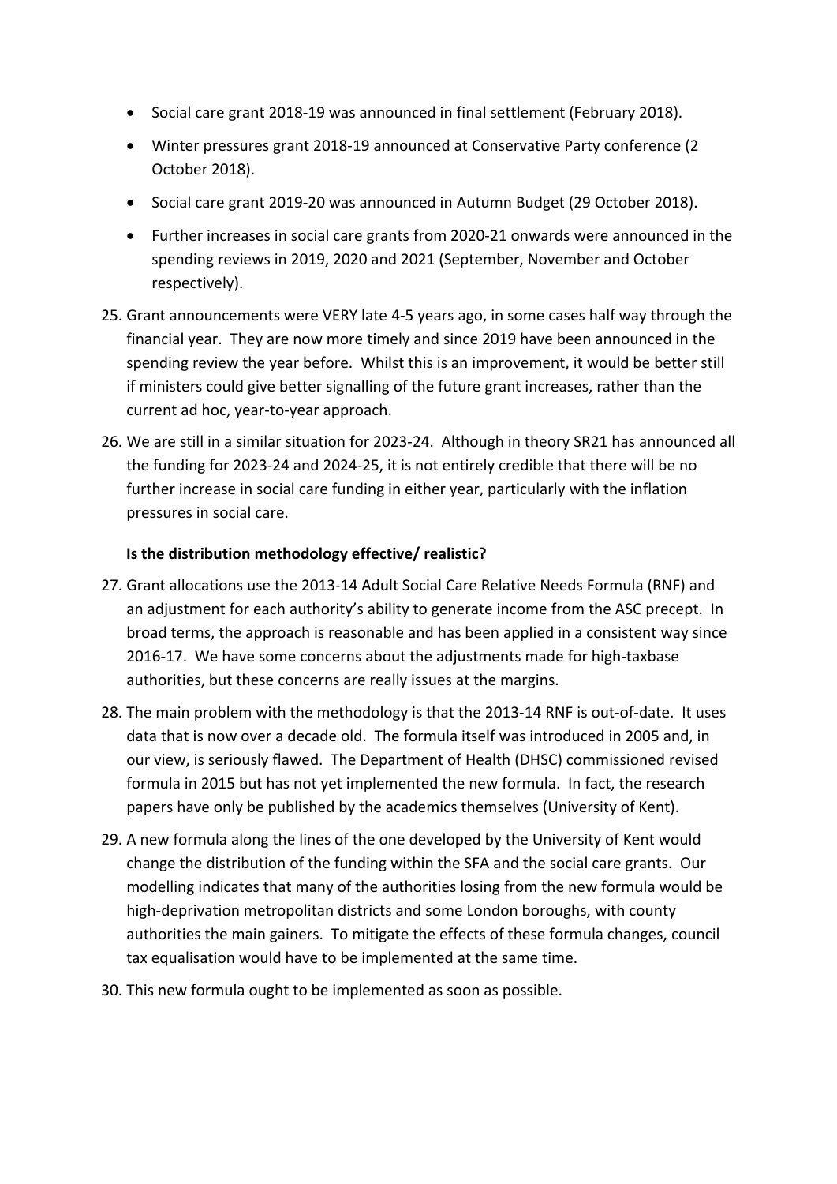- Social care grant 2018-19 was announced in final settlement (February 2018).
- Winter pressures grant 2018-19 announced at Conservative Party conference (2 October 2018).
- Social care grant 2019-20 was announced in Autumn Budget (29 October 2018).
- Further increases in social care grants from 2020-21 onwards were announced in the spending reviews in 2019, 2020 and 2021 (September, November and October respectively).

25. Grant announcements were VERY late 4-5 years ago, in some cases half way through the financial year. They are now more timely and since 2019 have been announced in the spending review the year before. Whilst this is an improvement, it would be better still if ministers could give better signalling of the future grant increases, rather than the current ad hoc, year-to-year approach.

26. We are still in a similar situation for 2023-24. Although in theory SR21 has announced all the funding for 2023-24 and 2024-25, it is not entirely credible that there will be no further increase in social care funding in either year, particularly with the inflation pressures in social care.

**Is the distribution methodology effective/ realistic?**

27. Grant allocations use the 2013-14 Adult Social Care Relative Needs Formula (RNF) and an adjustment for each authority's ability to generate income from the ASC precept. In broad terms, the approach is reasonable and has been applied in a consistent way since 2016-17. We have some concerns about the adjustments made for high-taxbase authorities, but these concerns are really issues at the margins.

28. The main problem with the methodology is that the 2013-14 RNF is out-of-date. It uses data that is now over a decade old. The formula itself was introduced in 2005 and, in our view, is seriously flawed. The Department of Health (DHSC) commissioned revised formula in 2015 but has not yet implemented the new formula. In fact, the research papers have only be published by the academics themselves (University of Kent).

29. A new formula along the lines of the one developed by the University of Kent would change the distribution of the funding within the SFA and the social care grants. Our modelling indicates that many of the authorities losing from the new formula would be high-deprivation metropolitan districts and some London boroughs, with county authorities the main gainers. To mitigate the effects of these formula changes, council tax equalisation would have to be implemented at the same time.

30. This new formula ought to be implemented as soon as possible.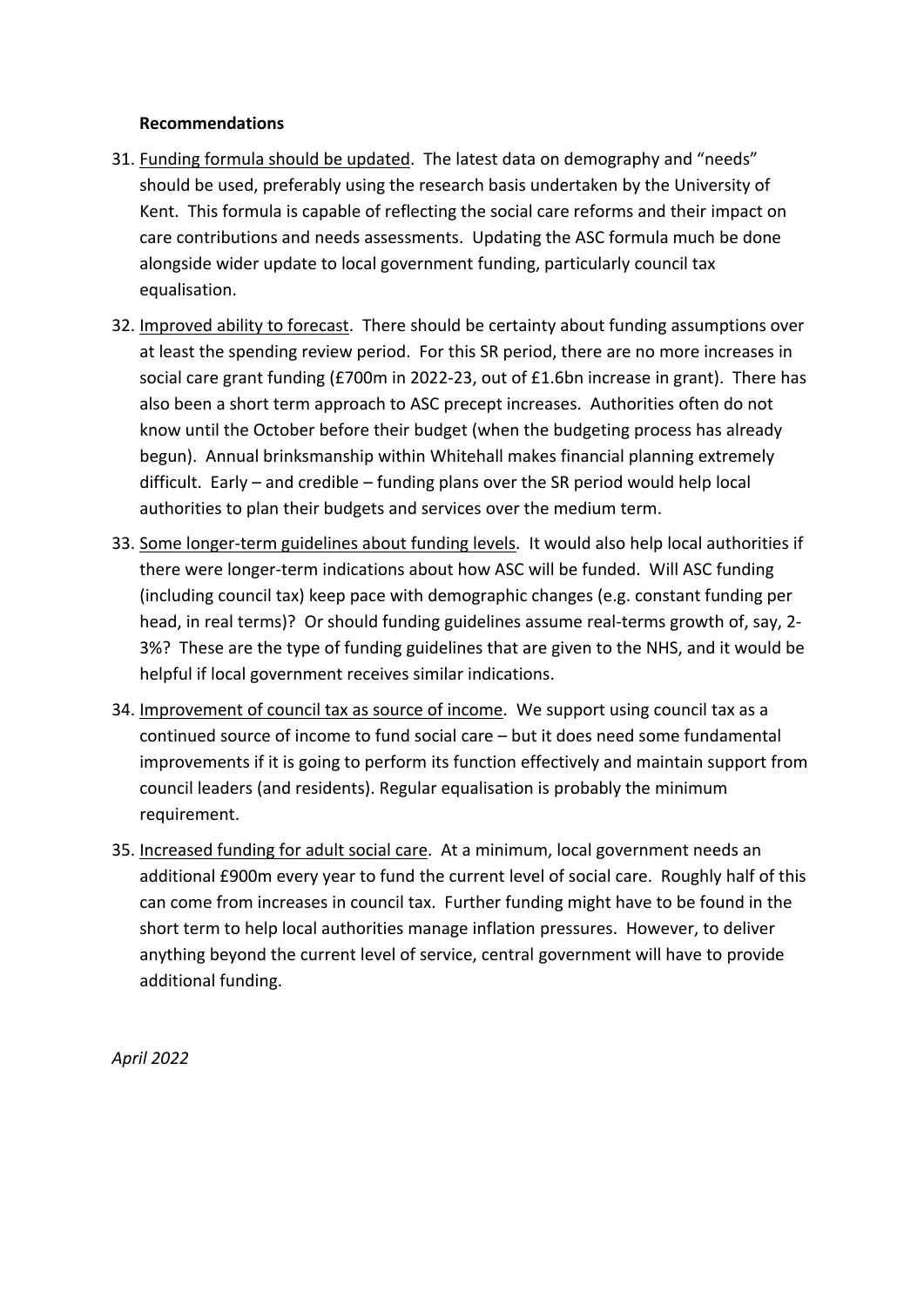**Recommendations**

31. Funding formula should be updated. The latest data on demography and "needs" should be used, preferably using the research basis undertaken by the University of Kent. This formula is capable of reflecting the social care reforms and their impact on care contributions and needs assessments. Updating the ASC formula much be done alongside wider update to local government funding, particularly council tax equalisation.

32. Improved ability to forecast. There should be certainty about funding assumptions over at least the spending review period. For this SR period, there are no more increases in social care grant funding (£700m in 2022-23, out of £1.6bn increase in grant). There has also been a short term approach to ASC precept increases. Authorities often do not know until the October before their budget (when the budgeting process has already begun). Annual brinksmanship within Whitehall makes financial planning extremely difficult. Early – and credible – funding plans over the SR period would help local authorities to plan their budgets and services over the medium term.

33. Some longer-term guidelines about funding levels. It would also help local authorities if there were longer-term indications about how ASC will be funded. Will ASC funding (including council tax) keep pace with demographic changes (e.g. constant funding per head, in real terms)? Or should funding guidelines assume real-terms growth of, say, 2-3%? These are the type of funding guidelines that are given to the NHS, and it would be helpful if local government receives similar indications.

34. Improvement of council tax as source of income. We support using council tax as a continued source of income to fund social care – but it does need some fundamental improvements if it is going to perform its function effectively and maintain support from council leaders (and residents). Regular equalisation is probably the minimum requirement.

35. Increased funding for adult social care. At a minimum, local government needs an additional £900m every year to fund the current level of social care. Roughly half of this can come from increases in council tax. Further funding might have to be found in the short term to help local authorities manage inflation pressures. However, to deliver anything beyond the current level of service, central government will have to provide additional funding.

*April 2022*